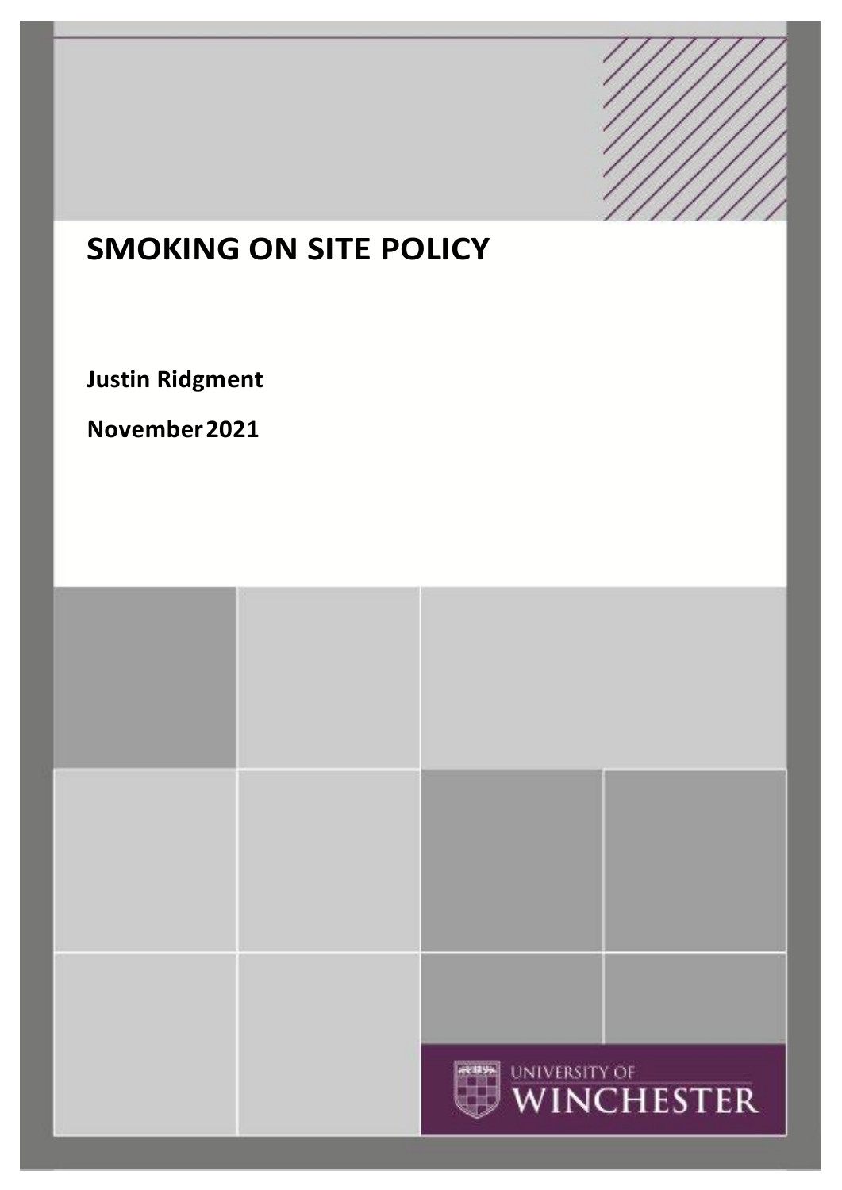# SMOKING ON SITE POLICY

**Justin Ridgment**

**November 2021**

UNIVERSITY OF WINCHESTER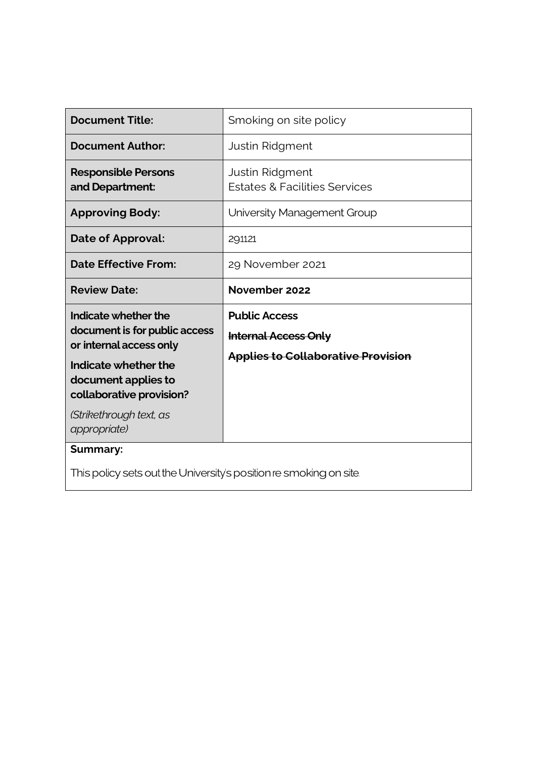| **Document Title:** | Smoking on site policy |
| --- | --- |
| **Document Author:** | Justin Ridgment |
| **Responsible Persons and Department:** | Justin Ridgment<br>Estates & Facilities Services |
| **Approving Body:** | University Management Group |
| **Date of Approval:** | 291121 |
| **Date Effective From:** | 29 November 2021 |
| **Review Date:** | **November 2022** |
| **Indicate whether the document is for public access or internal access only**<br>**Indicate whether the document applies to collaborative provision?**<br>*(Strikethrough text, as appropriate)* | **Public Access**<br>~~**Internal Access Only**~~<br>~~**Applies to Collaborative Provision**~~ |

**Summary:**

This policy sets out the University's position re smoking on site.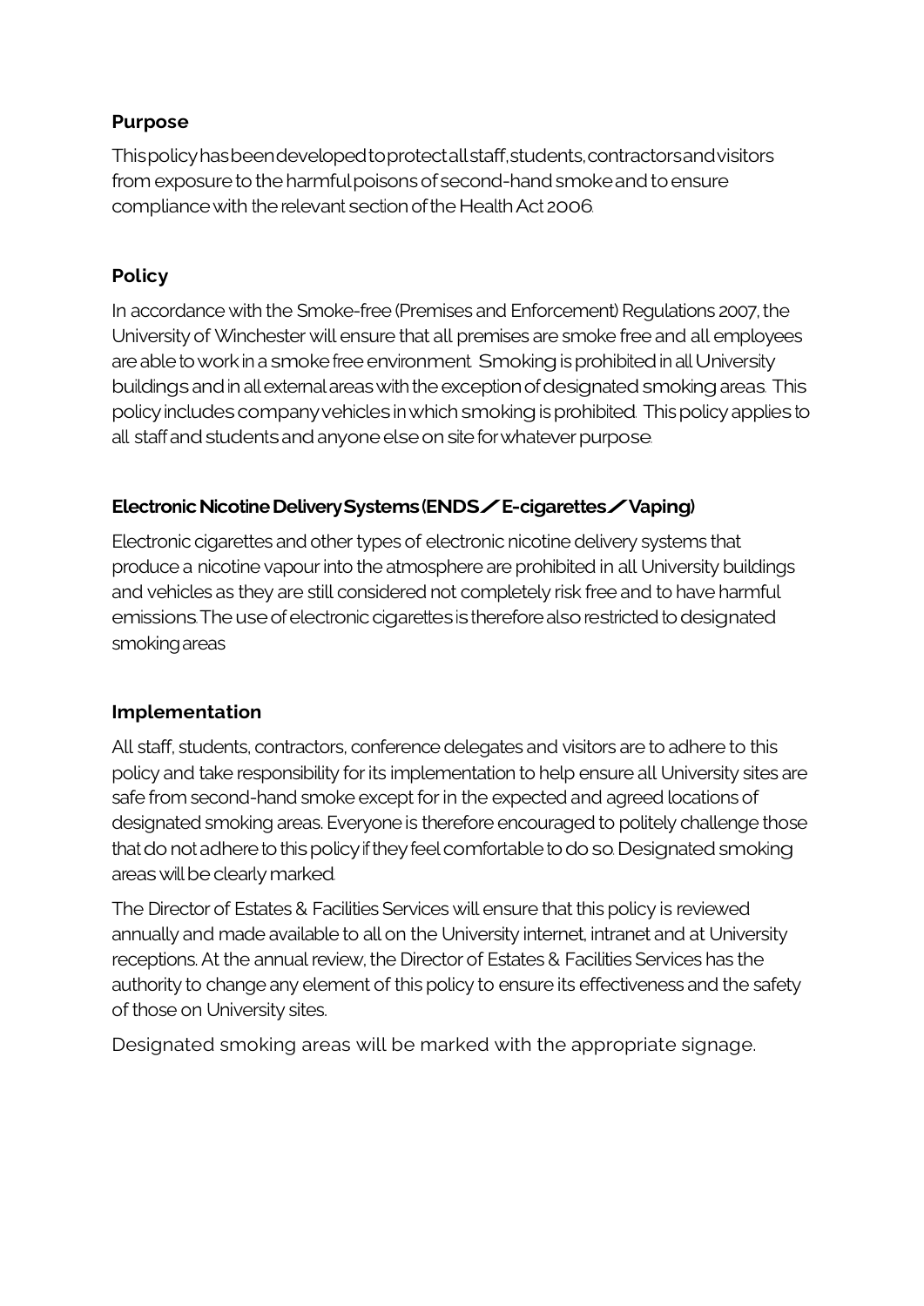**Purpose**

This policy has been developed to protect all staff, students, contractors and visitors from exposure to the harmful poisons of second-hand smoke and to ensure compliance with the relevant section of the Health Act 2006.

**Policy**

In accordance with the Smoke-free (Premises and Enforcement) Regulations 2007, the University of Winchester will ensure that all premises are smoke free and all employees are able to work in a smoke free environment. Smoking is prohibited in all University buildings and in all external areas with the exception of designated smoking areas. This policy includes company vehicles in which smoking is prohibited. This policy applies to all staff and students and anyone else on site for whatever purpose.

**Electronic Nicotine Delivery Systems (ENDS / E-cigarettes / Vaping)**

Electronic cigarettes and other types of electronic nicotine delivery systems that produce a nicotine vapour into the atmosphere are prohibited in all University buildings and vehicles as they are still considered not completely risk free and to have harmful emissions. The use of electronic cigarettes is therefore also restricted to designated smoking areas

**Implementation**

All staff, students, contractors, conference delegates and visitors are to adhere to this policy and take responsibility for its implementation to help ensure all University sites are safe from second-hand smoke except for in the expected and agreed locations of designated smoking areas. Everyone is therefore encouraged to politely challenge those that do not adhere to this policy if they feel comfortable to do so. Designated smoking areas will be clearly marked.

The Director of Estates & Facilities Services will ensure that this policy is reviewed annually and made available to all on the University internet, intranet and at University receptions. At the annual review, the Director of Estates & Facilities Services has the authority to change any element of this policy to ensure its effectiveness and the safety of those on University sites.

Designated smoking areas will be marked with the appropriate signage.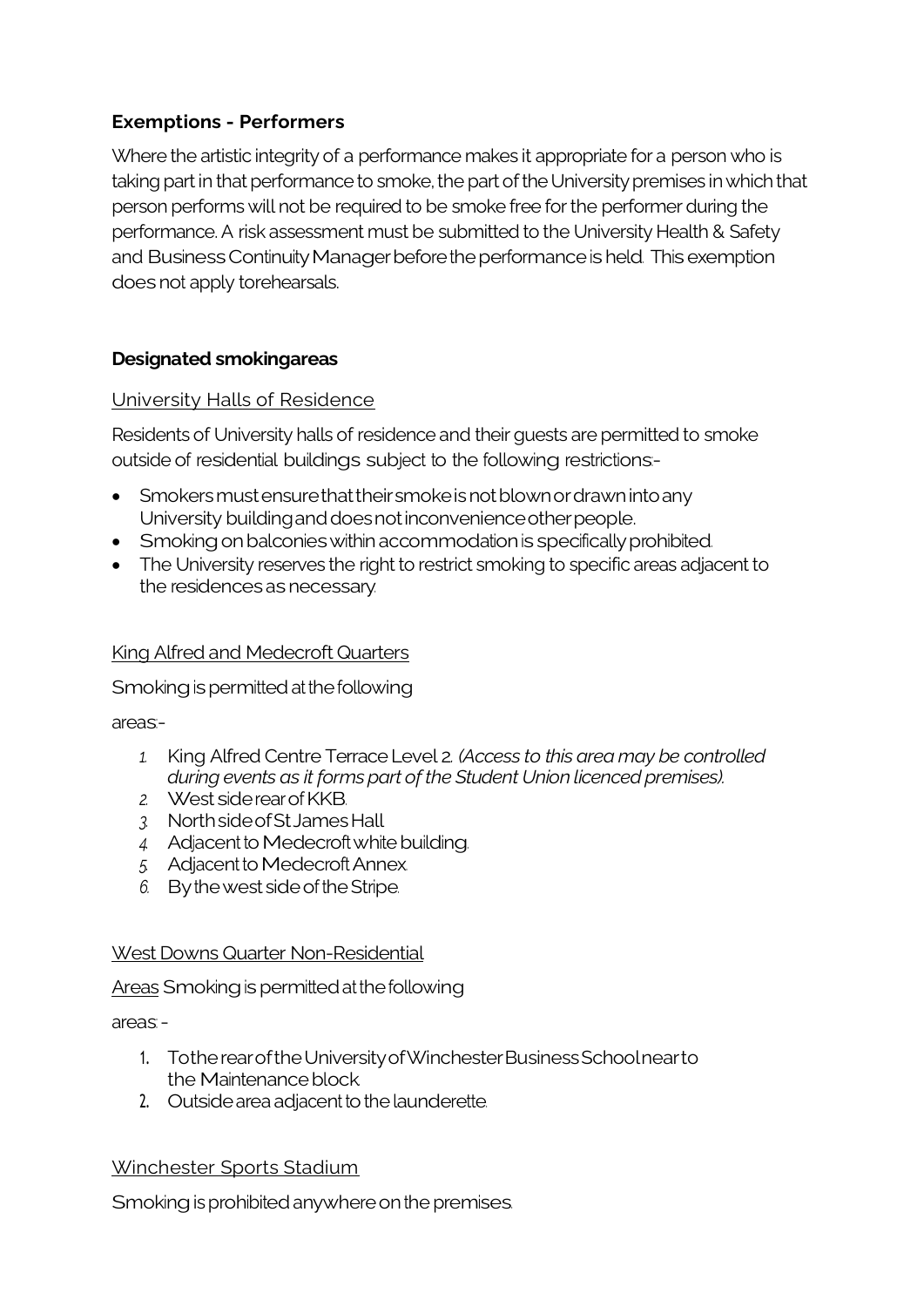**Exemptions - Performers**

Where the artistic integrity of a performance makes it appropriate for a person who is taking part in that performance to smoke, the part of the University premises in which that person performs will not be required to be smoke free for the performer during the performance. A risk assessment must be submitted to the University Health & Safety and Business Continuity Manager before the performance is held. This exemption does not apply torehearsals.

**Designated smokingareas**

University Halls of Residence

Residents of University halls of residence and their guests are permitted to smoke outside of residential buildings subject to the following restrictions:-

- Smokers must ensure that their smoke is not blown or drawn into any University building and does not inconvenience other people.
- Smoking on balconies within accommodation is specifically prohibited.
- The University reserves the right to restrict smoking to specific areas adjacent to the residences as necessary.

King Alfred and Medecroft Quarters

Smoking is permitted at the following

areas:-

1. King Alfred Centre Terrace Level 2. *(Access to this area may be controlled during events as it forms part of the Student Union licenced premises).*
2. West side rear of KKB.
3. North side of St James Hall
4. Adjacent to Medecroft white building.
5. Adjacent to Medecroft Annex.
6. By the west side of the Stripe.

West Downs Quarter Non-Residential

Areas Smoking is permitted at the following

areas: -

1. To the rear of the University of Winchester Business School near to the Maintenance block.
2. Outside area adjacent to the launderette.

Winchester Sports Stadium

Smoking is prohibited anywhere on the premises.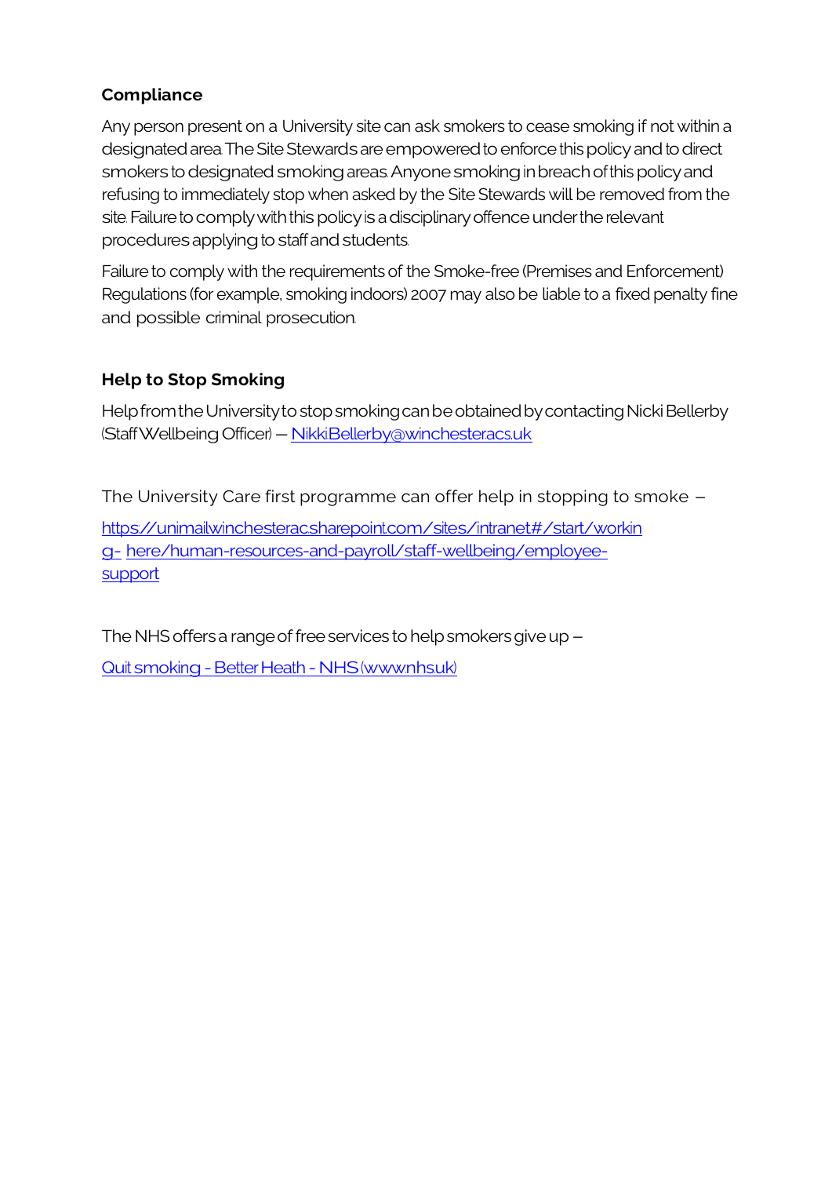### Compliance

Any person present on a University site can ask smokers to cease smoking if not within a designated area The Site Stewards are empowered to enforce this policy and to direct smokers to designated smoking areas. Anyone smoking in breach of this policy and refusing to immediately stop when asked by the Site Stewards will be removed from the site. Failure to comply with this policy is a disciplinary offence under the relevant procedures applying to staff and students.

Failure to comply with the requirements of the Smoke-free (Premises and Enforcement) Regulations (for example, smoking indoors) 2007 may also be liable to a fixed penalty fine and possible criminal prosecution.

### Help to Stop Smoking

Help from the University to stop smoking can be obtained by contacting Nicki Bellerby (Staff Wellbeing Officer) – Nikki.Bellerby@winchester.ac.uk

The University Care first programme can offer help in stopping to smoke –

https://unimailwinchesteracsharepoint.com/sites/intranet#/start/working- here/human-resources-and-payroll/staff-wellbeing/employee-support

The NHS offers a range of free services to help smokers give up –

Quit smoking - Better Heath - NHS (www.nhs.uk)